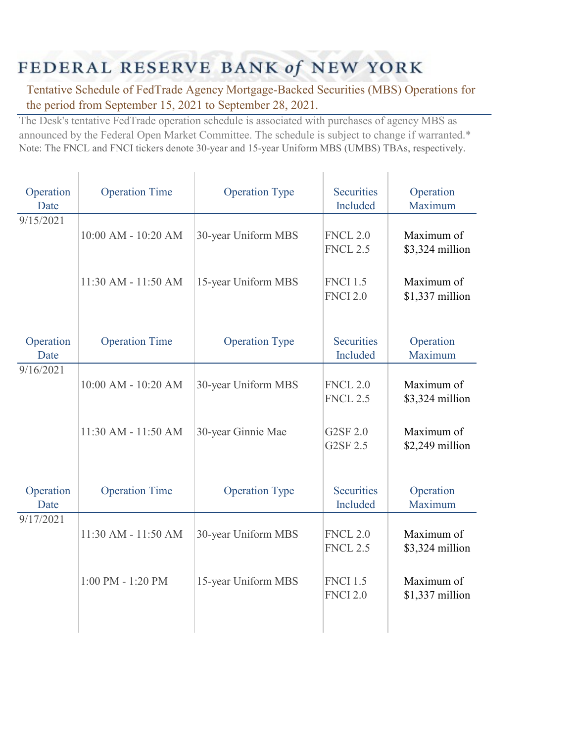# FEDERAL RESERVE BANK of NEW YORK

## Tentative Schedule of FedTrade Agency Mortgage-Backed Securities (MBS) Operations for the period from September 15, 2021 to September 28, 2021.

The Desk's tentative FedTrade operation schedule is associated with purchases of agency MBS as announced by the Federal Open Market Committee. The schedule is subject to change if warranted.*

Note: The FNCL and FNCI tickers denote 30-year and 15-year Uniform MBS (UMBS) TBAs, respectively.

| Operation Date | Operation Time | Operation Type | Securities Included | Operation Maximum |
|---|---|---|---|---|
| 9/15/2021 | 10:00 AM - 10:20 AM | 30-year Uniform MBS | FNCL 2.0<br>FNCL 2.5 | Maximum of $3,324 million |
| | 11:30 AM - 11:50 AM | 15-year Uniform MBS | FNCI 1.5<br>FNCI 2.0 | Maximum of $1,337 million |

| Operation Date | Operation Time | Operation Type | Securities Included | Operation Maximum |
|---|---|---|---|---|
| 9/16/2021 | 10:00 AM - 10:20 AM | 30-year Uniform MBS | FNCL 2.0<br>FNCL 2.5 | Maximum of $3,324 million |
| | 11:30 AM - 11:50 AM | 30-year Ginnie Mae | G2SF 2.0<br>G2SF 2.5 | Maximum of $2,249 million |

| Operation Date | Operation Time | Operation Type | Securities Included | Operation Maximum |
|---|---|---|---|---|
| 9/17/2021 | 11:30 AM - 11:50 AM | 30-year Uniform MBS | FNCL 2.0<br>FNCL 2.5 | Maximum of $3,324 million |
| | 1:00 PM - 1:20 PM | 15-year Uniform MBS | FNCI 1.5<br>FNCI 2.0 | Maximum of $1,337 million |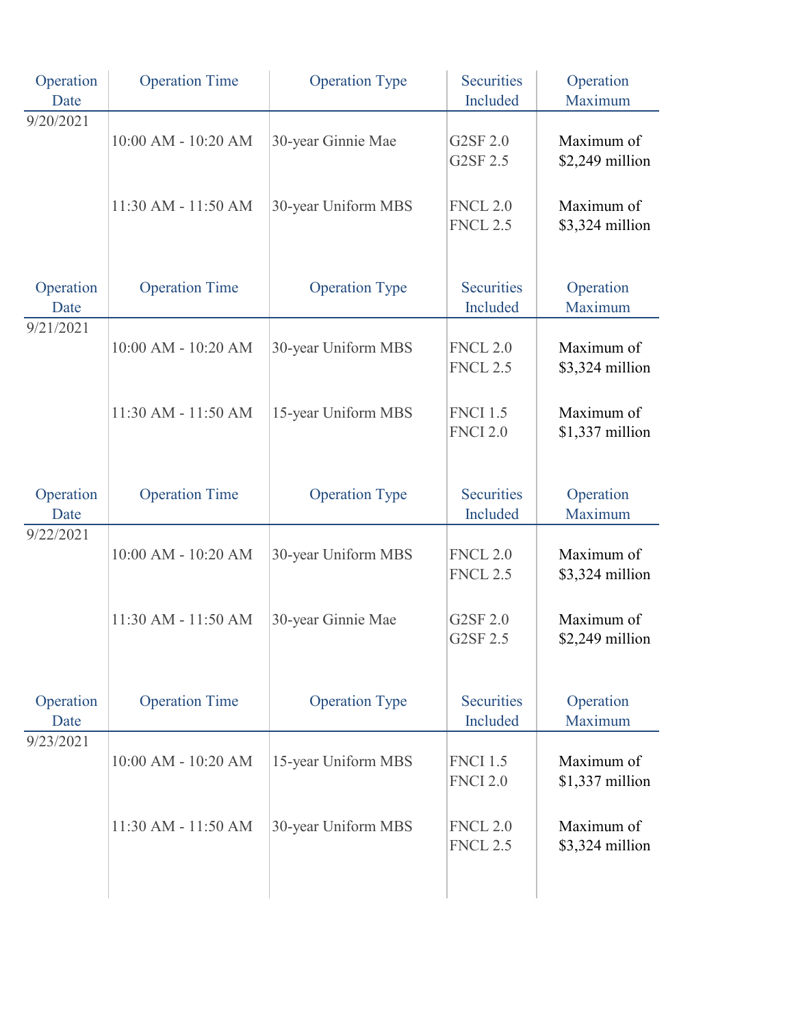| Operation Date | Operation Time | Operation Type | Securities Included | Operation Maximum |
|---|---|---|---|---|
| 9/20/2021 | 10:00 AM - 10:20 AM | 30-year Ginnie Mae | G2SF 2.0<br>G2SF 2.5 | Maximum of $2,249 million |
| | 11:30 AM - 11:50 AM | 30-year Uniform MBS | FNCL 2.0<br>FNCL 2.5 | Maximum of $3,324 million |

| Operation Date | Operation Time | Operation Type | Securities Included | Operation Maximum |
|---|---|---|---|---|
| 9/21/2021 | 10:00 AM - 10:20 AM | 30-year Uniform MBS | FNCL 2.0<br>FNCL 2.5 | Maximum of $3,324 million |
| | 11:30 AM - 11:50 AM | 15-year Uniform MBS | FNCI 1.5<br>FNCI 2.0 | Maximum of $1,337 million |

| Operation Date | Operation Time | Operation Type | Securities Included | Operation Maximum |
|---|---|---|---|---|
| 9/22/2021 | 10:00 AM - 10:20 AM | 30-year Uniform MBS | FNCL 2.0<br>FNCL 2.5 | Maximum of $3,324 million |
| | 11:30 AM - 11:50 AM | 30-year Ginnie Mae | G2SF 2.0<br>G2SF 2.5 | Maximum of $2,249 million |

| Operation Date | Operation Time | Operation Type | Securities Included | Operation Maximum |
|---|---|---|---|---|
| 9/23/2021 | 10:00 AM - 10:20 AM | 15-year Uniform MBS | FNCI 1.5<br>FNCI 2.0 | Maximum of $1,337 million |
| | 11:30 AM - 11:50 AM | 30-year Uniform MBS | FNCL 2.0<br>FNCL 2.5 | Maximum of $3,324 million |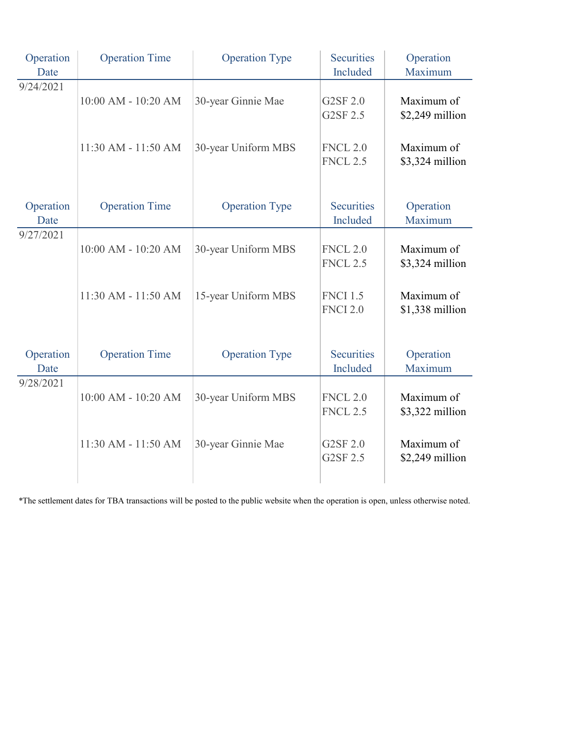| Operation Date | Operation Time | Operation Type | Securities Included | Operation Maximum |
| --- | --- | --- | --- | --- |
| 9/24/2021 | 10:00 AM - 10:20 AM | 30-year Ginnie Mae | G2SF 2.0<br>G2SF 2.5 | Maximum of $2,249 million |
| | 11:30 AM - 11:50 AM | 30-year Uniform MBS | FNCL 2.0<br>FNCL 2.5 | Maximum of $3,324 million |

| Operation Date | Operation Time | Operation Type | Securities Included | Operation Maximum |
| --- | --- | --- | --- | --- |
| 9/27/2021 | 10:00 AM - 10:20 AM | 30-year Uniform MBS | FNCL 2.0<br>FNCL 2.5 | Maximum of $3,324 million |
| | 11:30 AM - 11:50 AM | 15-year Uniform MBS | FNCI 1.5<br>FNCI 2.0 | Maximum of $1,338 million |

| Operation Date | Operation Time | Operation Type | Securities Included | Operation Maximum |
| --- | --- | --- | --- | --- |
| 9/28/2021 | 10:00 AM - 10:20 AM | 30-year Uniform MBS | FNCL 2.0<br>FNCL 2.5 | Maximum of $3,322 million |
| | 11:30 AM - 11:50 AM | 30-year Ginnie Mae | G2SF 2.0<br>G2SF 2.5 | Maximum of $2,249 million |

*The settlement dates for TBA transactions will be posted to the public website when the operation is open, unless otherwise noted.